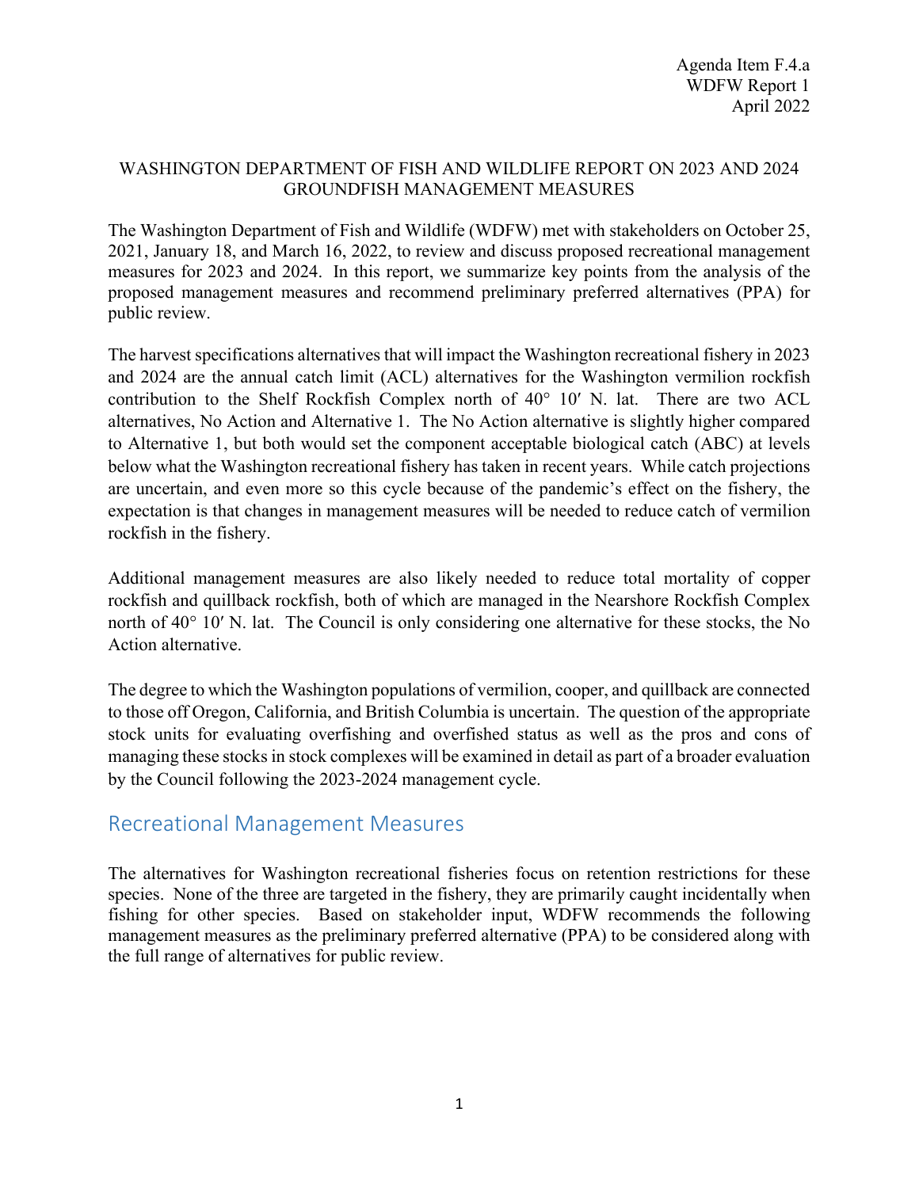Agenda Item F.4.a
WDFW Report 1
April 2022

WASHINGTON DEPARTMENT OF FISH AND WILDLIFE REPORT ON 2023 AND 2024 GROUNDFISH MANAGEMENT MEASURES

The Washington Department of Fish and Wildlife (WDFW) met with stakeholders on October 25, 2021, January 18, and March 16, 2022, to review and discuss proposed recreational management measures for 2023 and 2024. In this report, we summarize key points from the analysis of the proposed management measures and recommend preliminary preferred alternatives (PPA) for public review.

The harvest specifications alternatives that will impact the Washington recreational fishery in 2023 and 2024 are the annual catch limit (ACL) alternatives for the Washington vermilion rockfish contribution to the Shelf Rockfish Complex north of 40° 10′ N. lat. There are two ACL alternatives, No Action and Alternative 1. The No Action alternative is slightly higher compared to Alternative 1, but both would set the component acceptable biological catch (ABC) at levels below what the Washington recreational fishery has taken in recent years. While catch projections are uncertain, and even more so this cycle because of the pandemic's effect on the fishery, the expectation is that changes in management measures will be needed to reduce catch of vermilion rockfish in the fishery.

Additional management measures are also likely needed to reduce total mortality of copper rockfish and quillback rockfish, both of which are managed in the Nearshore Rockfish Complex north of 40° 10′ N. lat. The Council is only considering one alternative for these stocks, the No Action alternative.

The degree to which the Washington populations of vermilion, cooper, and quillback are connected to those off Oregon, California, and British Columbia is uncertain. The question of the appropriate stock units for evaluating overfishing and overfished status as well as the pros and cons of managing these stocks in stock complexes will be examined in detail as part of a broader evaluation by the Council following the 2023-2024 management cycle.

## Recreational Management Measures

The alternatives for Washington recreational fisheries focus on retention restrictions for these species. None of the three are targeted in the fishery, they are primarily caught incidentally when fishing for other species. Based on stakeholder input, WDFW recommends the following management measures as the preliminary preferred alternative (PPA) to be considered along with the full range of alternatives for public review.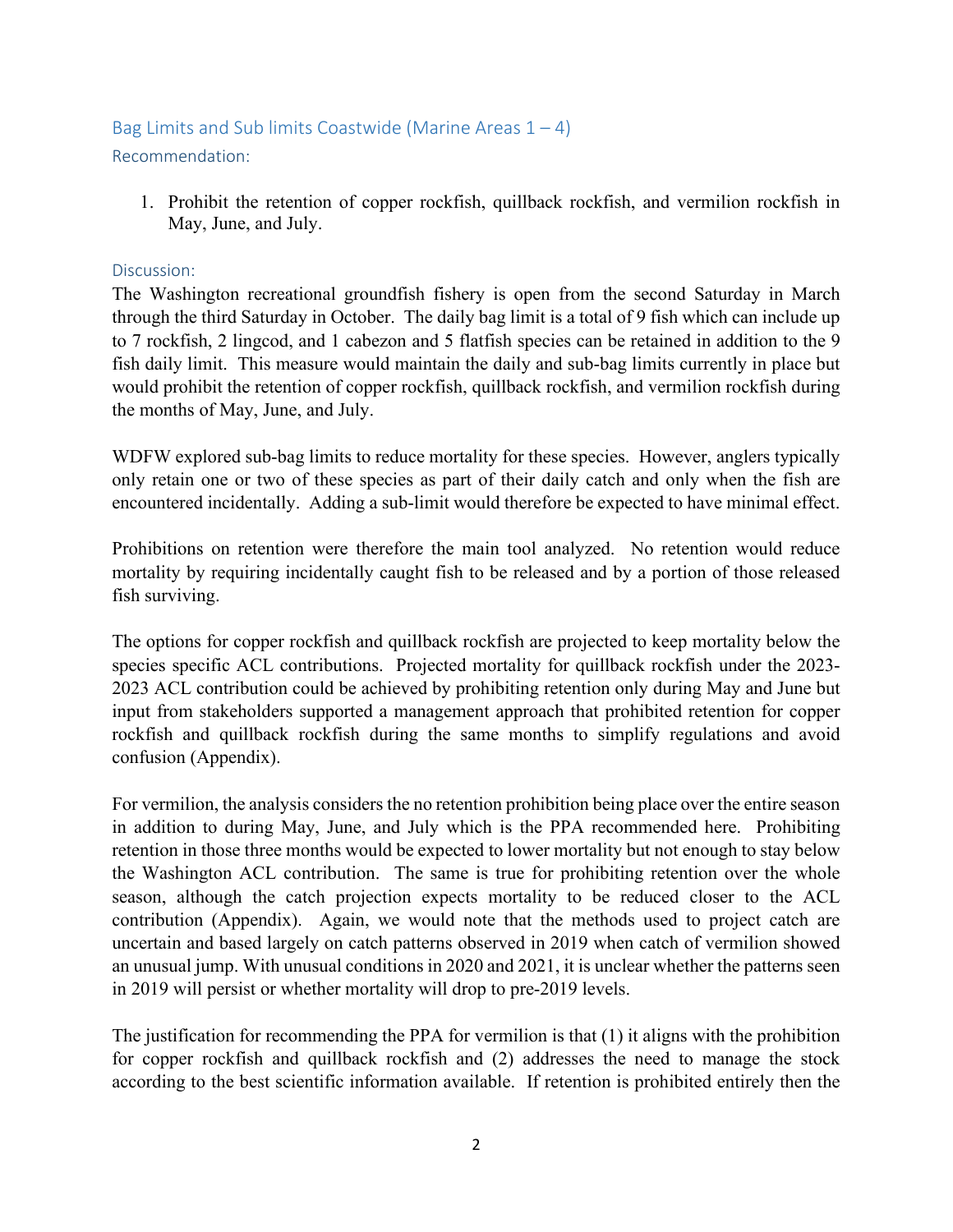## Bag Limits and Sub limits Coastwide (Marine Areas 1 – 4)

### Recommendation:

1. Prohibit the retention of copper rockfish, quillback rockfish, and vermilion rockfish in May, June, and July.

### Discussion:

The Washington recreational groundfish fishery is open from the second Saturday in March through the third Saturday in October. The daily bag limit is a total of 9 fish which can include up to 7 rockfish, 2 lingcod, and 1 cabezon and 5 flatfish species can be retained in addition to the 9 fish daily limit. This measure would maintain the daily and sub-bag limits currently in place but would prohibit the retention of copper rockfish, quillback rockfish, and vermilion rockfish during the months of May, June, and July.

WDFW explored sub-bag limits to reduce mortality for these species. However, anglers typically only retain one or two of these species as part of their daily catch and only when the fish are encountered incidentally. Adding a sub-limit would therefore be expected to have minimal effect.

Prohibitions on retention were therefore the main tool analyzed. No retention would reduce mortality by requiring incidentally caught fish to be released and by a portion of those released fish surviving.

The options for copper rockfish and quillback rockfish are projected to keep mortality below the species specific ACL contributions. Projected mortality for quillback rockfish under the 2023-2023 ACL contribution could be achieved by prohibiting retention only during May and June but input from stakeholders supported a management approach that prohibited retention for copper rockfish and quillback rockfish during the same months to simplify regulations and avoid confusion (Appendix).

For vermilion, the analysis considers the no retention prohibition being place over the entire season in addition to during May, June, and July which is the PPA recommended here. Prohibiting retention in those three months would be expected to lower mortality but not enough to stay below the Washington ACL contribution. The same is true for prohibiting retention over the whole season, although the catch projection expects mortality to be reduced closer to the ACL contribution (Appendix). Again, we would note that the methods used to project catch are uncertain and based largely on catch patterns observed in 2019 when catch of vermilion showed an unusual jump. With unusual conditions in 2020 and 2021, it is unclear whether the patterns seen in 2019 will persist or whether mortality will drop to pre-2019 levels.

The justification for recommending the PPA for vermilion is that (1) it aligns with the prohibition for copper rockfish and quillback rockfish and (2) addresses the need to manage the stock according to the best scientific information available. If retention is prohibited entirely then the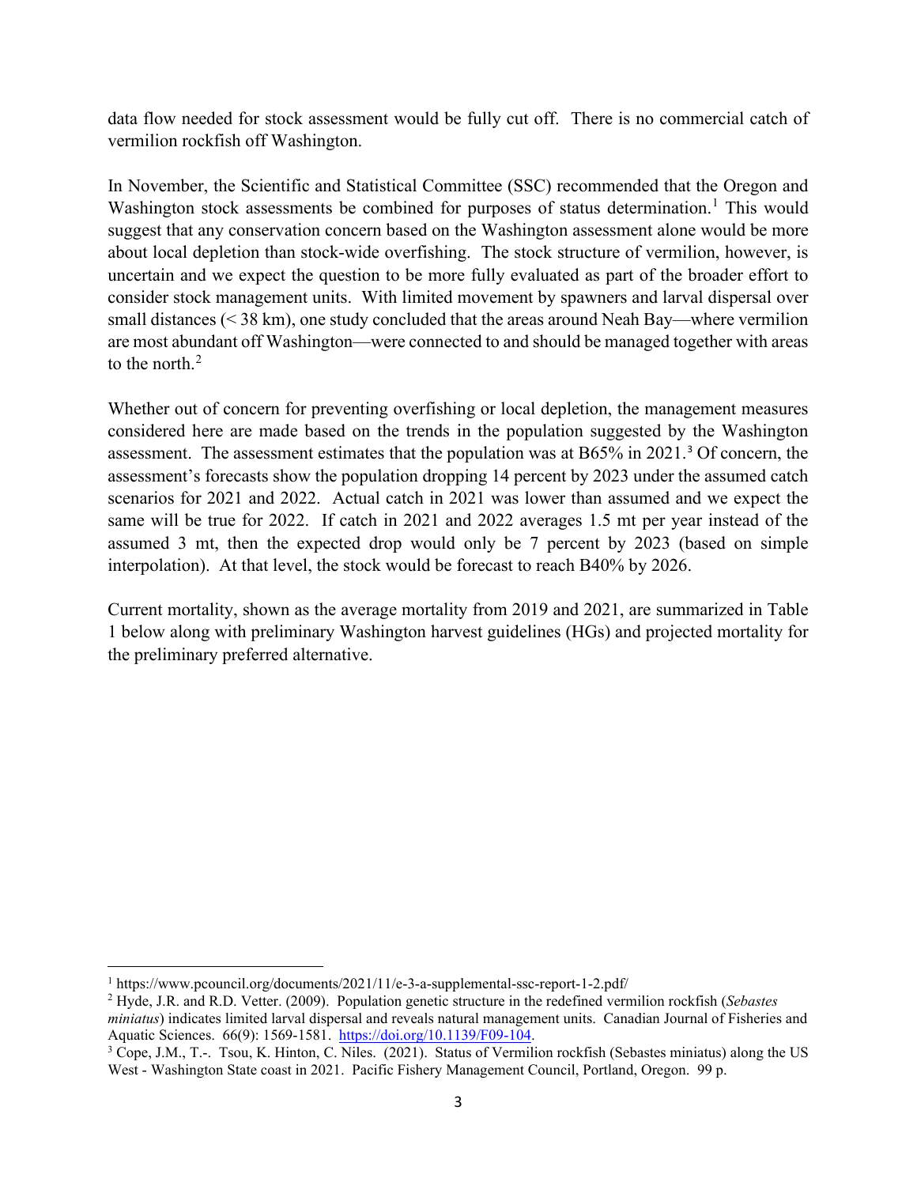data flow needed for stock assessment would be fully cut off. There is no commercial catch of vermilion rockfish off Washington.

In November, the Scientific and Statistical Committee (SSC) recommended that the Oregon and Washington stock assessments be combined for purposes of status determination.[1] This would suggest that any conservation concern based on the Washington assessment alone would be more about local depletion than stock-wide overfishing. The stock structure of vermilion, however, is uncertain and we expect the question to be more fully evaluated as part of the broader effort to consider stock management units. With limited movement by spawners and larval dispersal over small distances (< 38 km), one study concluded that the areas around Neah Bay—where vermilion are most abundant off Washington—were connected to and should be managed together with areas to the north.[2]

Whether out of concern for preventing overfishing or local depletion, the management measures considered here are made based on the trends in the population suggested by the Washington assessment. The assessment estimates that the population was at B65% in 2021.[3] Of concern, the assessment's forecasts show the population dropping 14 percent by 2023 under the assumed catch scenarios for 2021 and 2022. Actual catch in 2021 was lower than assumed and we expect the same will be true for 2022. If catch in 2021 and 2022 averages 1.5 mt per year instead of the assumed 3 mt, then the expected drop would only be 7 percent by 2023 (based on simple interpolation). At that level, the stock would be forecast to reach B40% by 2026.

Current mortality, shown as the average mortality from 2019 and 2021, are summarized in Table 1 below along with preliminary Washington harvest guidelines (HGs) and projected mortality for the preliminary preferred alternative.

---

[1] https://www.pcouncil.org/documents/2021/11/e-3-a-supplemental-ssc-report-1-2.pdf/

[2] Hyde, J.R. and R.D. Vetter. (2009). Population genetic structure in the redefined vermilion rockfish (*Sebastes miniatus*) indicates limited larval dispersal and reveals natural management units. Canadian Journal of Fisheries and Aquatic Sciences. 66(9): 1569-1581. https://doi.org/10.1139/F09-104.

[3] Cope, J.M., T.-. Tsou, K. Hinton, C. Niles. (2021). Status of Vermilion rockfish (Sebastes miniatus) along the US West - Washington State coast in 2021. Pacific Fishery Management Council, Portland, Oregon. 99 p.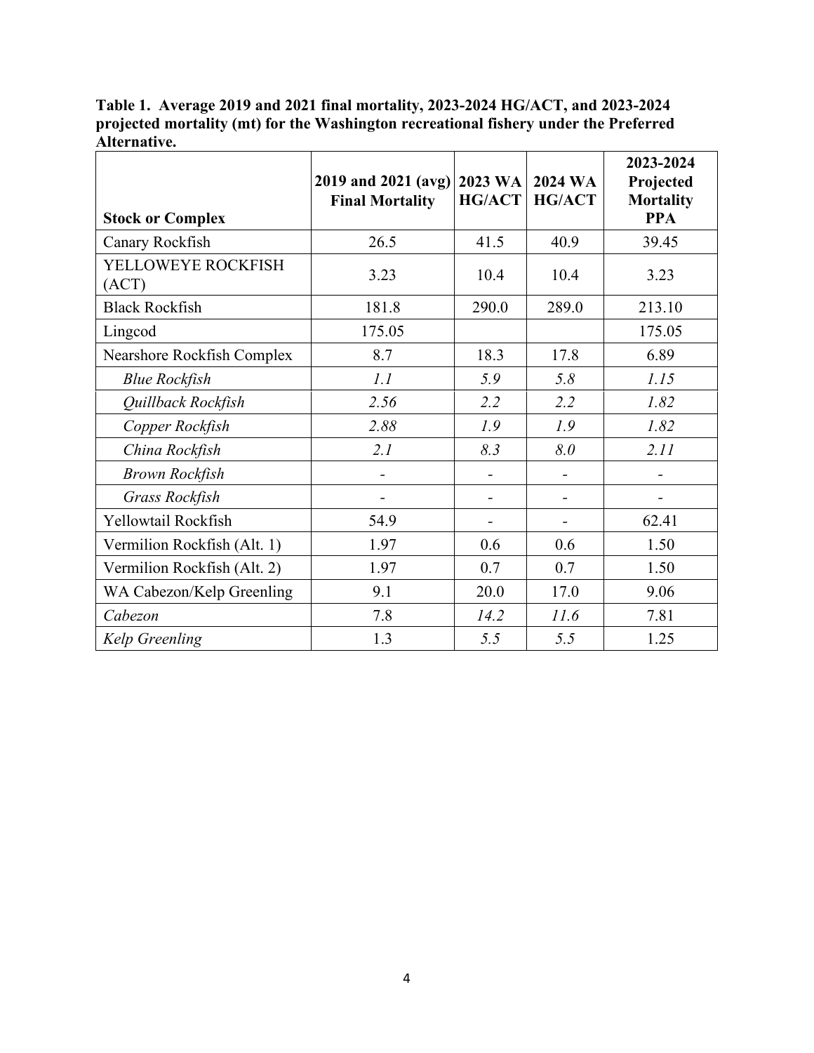**Table 1. Average 2019 and 2021 final mortality, 2023-2024 HG/ACT, and 2023-2024 projected mortality (mt) for the Washington recreational fishery under the Preferred Alternative.**

| Stock or Complex | 2019 and 2021 (avg) Final Mortality | 2023 WA HG/ACT | 2024 WA HG/ACT | 2023-2024 Projected Mortality PPA |
|---|---|---|---|---|
| Canary Rockfish | 26.5 | 41.5 | 40.9 | 39.45 |
| YELLOWEYE ROCKFISH (ACT) | 3.23 | 10.4 | 10.4 | 3.23 |
| Black Rockfish | 181.8 | 290.0 | 289.0 | 213.10 |
| Lingcod | 175.05 | | | 175.05 |
| Nearshore Rockfish Complex | 8.7 | 18.3 | 17.8 | 6.89 |
| *Blue Rockfish* | *1.1* | *5.9* | *5.8* | *1.15* |
| *Quillback Rockfish* | *2.56* | *2.2* | *2.2* | *1.82* |
| *Copper Rockfish* | *2.88* | *1.9* | *1.9* | *1.82* |
| *China Rockfish* | *2.1* | *8.3* | *8.0* | *2.11* |
| *Brown Rockfish* | - | - | - | - |
| *Grass Rockfish* | - | - | - | - |
| Yellowtail Rockfish | 54.9 | - | - | 62.41 |
| Vermilion Rockfish (Alt. 1) | 1.97 | 0.6 | 0.6 | 1.50 |
| Vermilion Rockfish (Alt. 2) | 1.97 | 0.7 | 0.7 | 1.50 |
| WA Cabezon/Kelp Greenling | 9.1 | 20.0 | 17.0 | 9.06 |
| *Cabezon* | 7.8 | *14.2* | *11.6* | 7.81 |
| *Kelp Greenling* | 1.3 | *5.5* | *5.5* | 1.25 |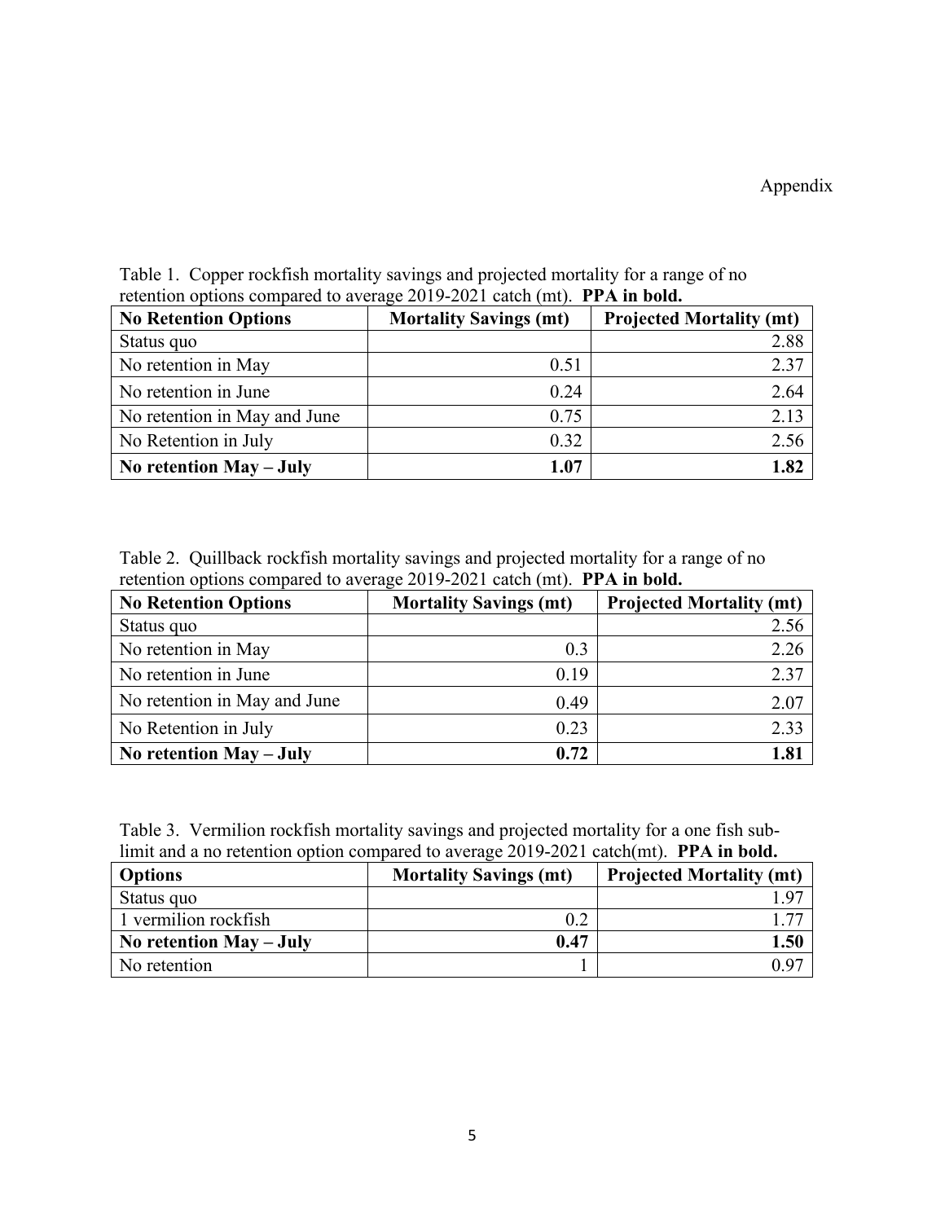Appendix

Table 1. Copper rockfish mortality savings and projected mortality for a range of no retention options compared to average 2019-2021 catch (mt). **PPA in bold.**

| No Retention Options | Mortality Savings (mt) | Projected Mortality (mt) |
|---|---|---|
| Status quo | | 2.88 |
| No retention in May | 0.51 | 2.37 |
| No retention in June | 0.24 | 2.64 |
| No retention in May and June | 0.75 | 2.13 |
| No Retention in July | 0.32 | 2.56 |
| **No retention May – July** | **1.07** | **1.82** |

Table 2. Quillback rockfish mortality savings and projected mortality for a range of no retention options compared to average 2019-2021 catch (mt). **PPA in bold.**

| No Retention Options | Mortality Savings (mt) | Projected Mortality (mt) |
|---|---|---|
| Status quo | | 2.56 |
| No retention in May | 0.3 | 2.26 |
| No retention in June | 0.19 | 2.37 |
| No retention in May and June | 0.49 | 2.07 |
| No Retention in July | 0.23 | 2.33 |
| **No retention May – July** | **0.72** | **1.81** |

Table 3. Vermilion rockfish mortality savings and projected mortality for a one fish sub-limit and a no retention option compared to average 2019-2021 catch(mt). **PPA in bold.**

| Options | Mortality Savings (mt) | Projected Mortality (mt) |
|---|---|---|
| Status quo | | 1.97 |
| 1 vermilion rockfish | 0.2 | 1.77 |
| **No retention May – July** | **0.47** | **1.50** |
| No retention | 1 | 0.97 |